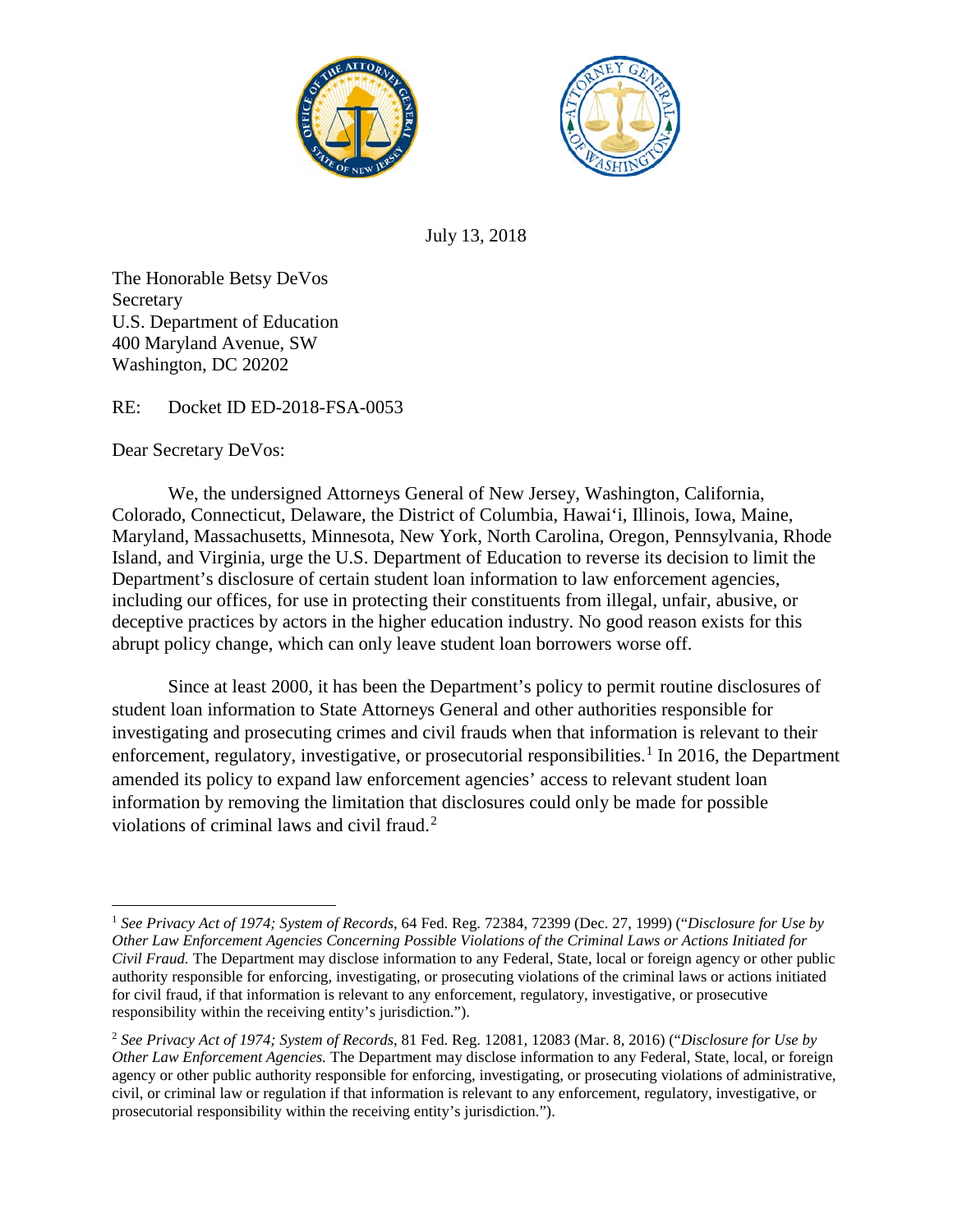July 13, 2018

The Honorable Betsy DeVos
Secretary
U.S. Department of Education
400 Maryland Avenue, SW
Washington, DC 20202

RE: Docket ID ED-2018-FSA-0053

Dear Secretary DeVos:

We, the undersigned Attorneys General of New Jersey, Washington, California, Colorado, Connecticut, Delaware, the District of Columbia, Hawaiʻi, Illinois, Iowa, Maine, Maryland, Massachusetts, Minnesota, New York, North Carolina, Oregon, Pennsylvania, Rhode Island, and Virginia, urge the U.S. Department of Education to reverse its decision to limit the Department's disclosure of certain student loan information to law enforcement agencies, including our offices, for use in protecting their constituents from illegal, unfair, abusive, or deceptive practices by actors in the higher education industry. No good reason exists for this abrupt policy change, which can only leave student loan borrowers worse off.

Since at least 2000, it has been the Department's policy to permit routine disclosures of student loan information to State Attorneys General and other authorities responsible for investigating and prosecuting crimes and civil frauds when that information is relevant to their enforcement, regulatory, investigative, or prosecutorial responsibilities.[1] In 2016, the Department amended its policy to expand law enforcement agencies' access to relevant student loan information by removing the limitation that disclosures could only be made for possible violations of criminal laws and civil fraud.[2]

---

[1] *See Privacy Act of 1974; System of Records*, 64 Fed. Reg. 72384, 72399 (Dec. 27, 1999) ("*Disclosure for Use by Other Law Enforcement Agencies Concerning Possible Violations of the Criminal Laws or Actions Initiated for Civil Fraud.* The Department may disclose information to any Federal, State, local or foreign agency or other public authority responsible for enforcing, investigating, or prosecuting violations of the criminal laws or actions initiated for civil fraud, if that information is relevant to any enforcement, regulatory, investigative, or prosecutive responsibility within the receiving entity's jurisdiction.").

[2] *See Privacy Act of 1974; System of Records*, 81 Fed. Reg. 12081, 12083 (Mar. 8, 2016) ("*Disclosure for Use by Other Law Enforcement Agencies.* The Department may disclose information to any Federal, State, local, or foreign agency or other public authority responsible for enforcing, investigating, or prosecuting violations of administrative, civil, or criminal law or regulation if that information is relevant to any enforcement, regulatory, investigative, or prosecutorial responsibility within the receiving entity's jurisdiction.").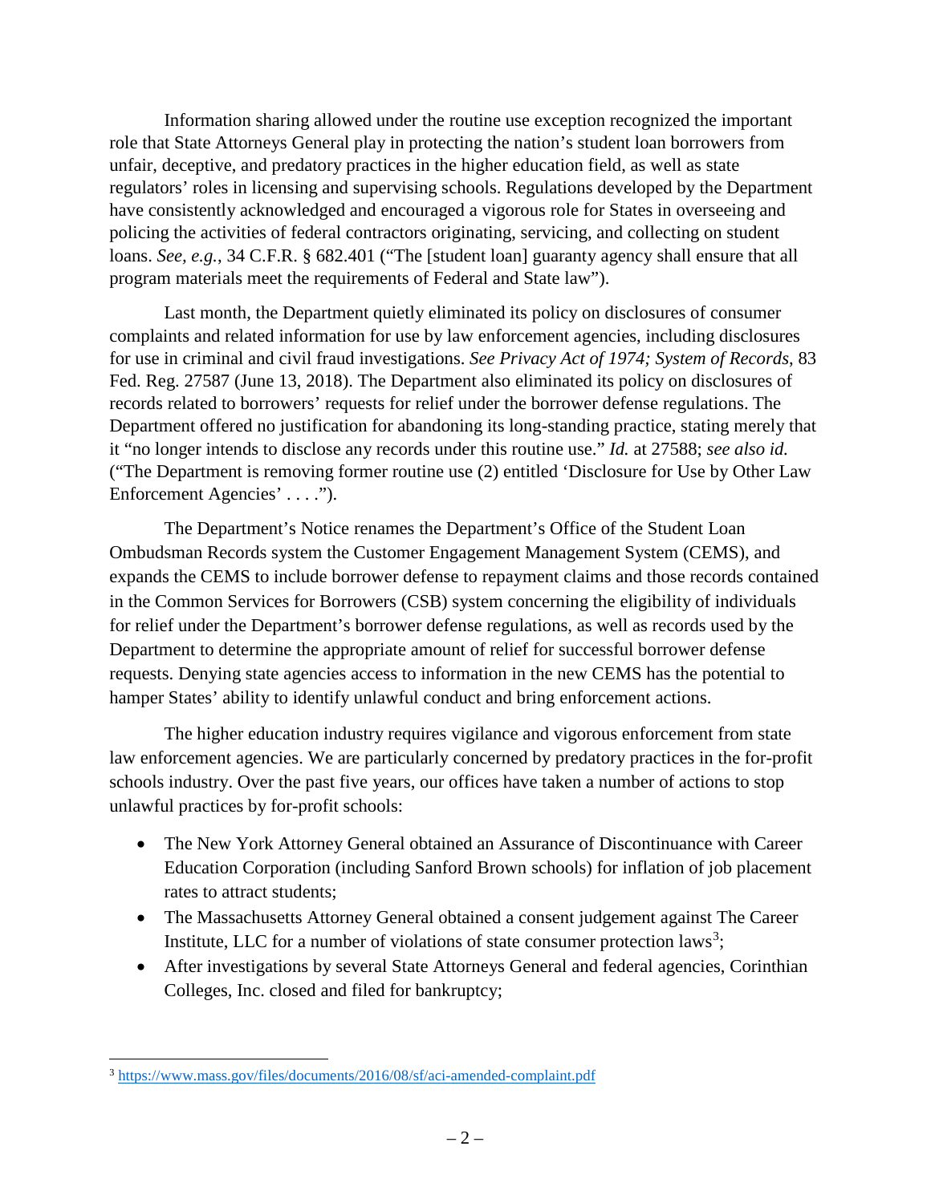Information sharing allowed under the routine use exception recognized the important role that State Attorneys General play in protecting the nation's student loan borrowers from unfair, deceptive, and predatory practices in the higher education field, as well as state regulators' roles in licensing and supervising schools. Regulations developed by the Department have consistently acknowledged and encouraged a vigorous role for States in overseeing and policing the activities of federal contractors originating, servicing, and collecting on student loans. *See, e.g.*, 34 C.F.R. § 682.401 ("The [student loan] guaranty agency shall ensure that all program materials meet the requirements of Federal and State law").

Last month, the Department quietly eliminated its policy on disclosures of consumer complaints and related information for use by law enforcement agencies, including disclosures for use in criminal and civil fraud investigations. *See Privacy Act of 1974; System of Records*, 83 Fed. Reg. 27587 (June 13, 2018). The Department also eliminated its policy on disclosures of records related to borrowers' requests for relief under the borrower defense regulations. The Department offered no justification for abandoning its long-standing practice, stating merely that it "no longer intends to disclose any records under this routine use." *Id.* at 27588; *see also id.* ("The Department is removing former routine use (2) entitled 'Disclosure for Use by Other Law Enforcement Agencies' . . . .").

The Department's Notice renames the Department's Office of the Student Loan Ombudsman Records system the Customer Engagement Management System (CEMS), and expands the CEMS to include borrower defense to repayment claims and those records contained in the Common Services for Borrowers (CSB) system concerning the eligibility of individuals for relief under the Department's borrower defense regulations, as well as records used by the Department to determine the appropriate amount of relief for successful borrower defense requests. Denying state agencies access to information in the new CEMS has the potential to hamper States' ability to identify unlawful conduct and bring enforcement actions.

The higher education industry requires vigilance and vigorous enforcement from state law enforcement agencies. We are particularly concerned by predatory practices in the for-profit schools industry. Over the past five years, our offices have taken a number of actions to stop unlawful practices by for-profit schools:

- The New York Attorney General obtained an Assurance of Discontinuance with Career Education Corporation (including Sanford Brown schools) for inflation of job placement rates to attract students;
- The Massachusetts Attorney General obtained a consent judgement against The Career Institute, LLC for a number of violations of state consumer protection laws[3];
- After investigations by several State Attorneys General and federal agencies, Corinthian Colleges, Inc. closed and filed for bankruptcy;

[3] https://www.mass.gov/files/documents/2016/08/sf/aci-amended-complaint.pdf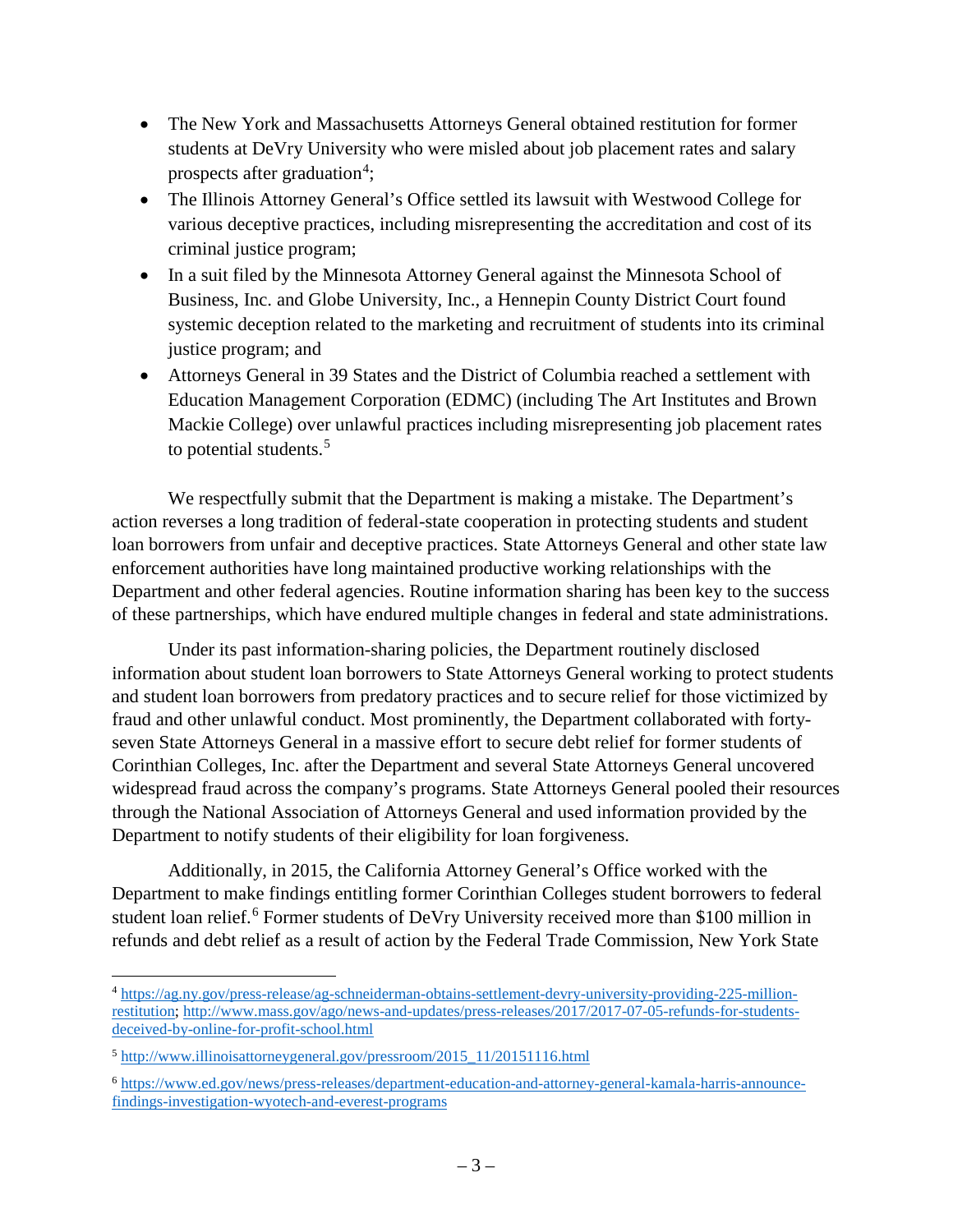- The New York and Massachusetts Attorneys General obtained restitution for former students at DeVry University who were misled about job placement rates and salary prospects after graduation[4];
- The Illinois Attorney General's Office settled its lawsuit with Westwood College for various deceptive practices, including misrepresenting the accreditation and cost of its criminal justice program;
- In a suit filed by the Minnesota Attorney General against the Minnesota School of Business, Inc. and Globe University, Inc., a Hennepin County District Court found systemic deception related to the marketing and recruitment of students into its criminal justice program; and
- Attorneys General in 39 States and the District of Columbia reached a settlement with Education Management Corporation (EDMC) (including The Art Institutes and Brown Mackie College) over unlawful practices including misrepresenting job placement rates to potential students.[5]

We respectfully submit that the Department is making a mistake. The Department's action reverses a long tradition of federal-state cooperation in protecting students and student loan borrowers from unfair and deceptive practices. State Attorneys General and other state law enforcement authorities have long maintained productive working relationships with the Department and other federal agencies. Routine information sharing has been key to the success of these partnerships, which have endured multiple changes in federal and state administrations.

Under its past information-sharing policies, the Department routinely disclosed information about student loan borrowers to State Attorneys General working to protect students and student loan borrowers from predatory practices and to secure relief for those victimized by fraud and other unlawful conduct. Most prominently, the Department collaborated with forty-seven State Attorneys General in a massive effort to secure debt relief for former students of Corinthian Colleges, Inc. after the Department and several State Attorneys General uncovered widespread fraud across the company's programs. State Attorneys General pooled their resources through the National Association of Attorneys General and used information provided by the Department to notify students of their eligibility for loan forgiveness.

Additionally, in 2015, the California Attorney General's Office worked with the Department to make findings entitling former Corinthian Colleges student borrowers to federal student loan relief.[6] Former students of DeVry University received more than $100 million in refunds and debt relief as a result of action by the Federal Trade Commission, New York State

---

[4] https://ag.ny.gov/press-release/ag-schneiderman-obtains-settlement-devry-university-providing-225-million-restitution; http://www.mass.gov/ago/news-and-updates/press-releases/2017/2017-07-05-refunds-for-students-deceived-by-online-for-profit-school.html

[5] http://www.illinoisattorneygeneral.gov/pressroom/2015_11/20151116.html

[6] https://www.ed.gov/news/press-releases/department-education-and-attorney-general-kamala-harris-announce-findings-investigation-wyotech-and-everest-programs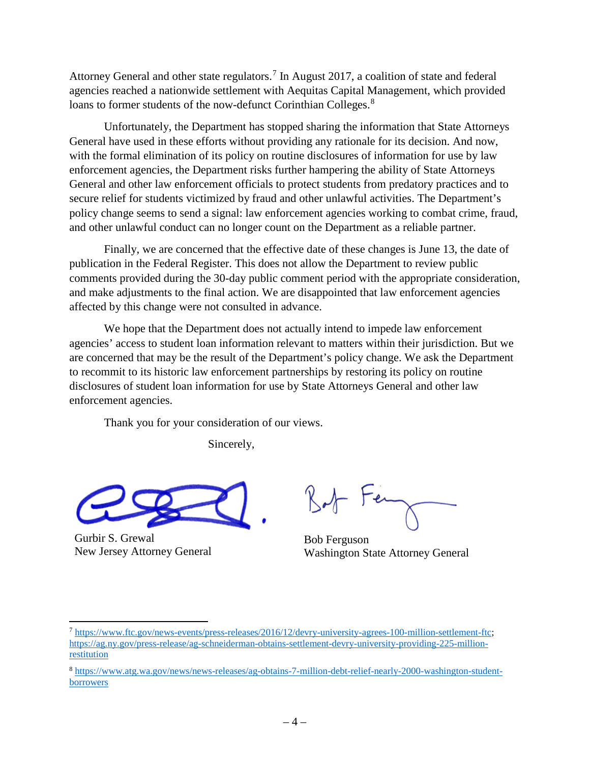Attorney General and other state regulators.[7] In August 2017, a coalition of state and federal agencies reached a nationwide settlement with Aequitas Capital Management, which provided loans to former students of the now-defunct Corinthian Colleges.[8]

Unfortunately, the Department has stopped sharing the information that State Attorneys General have used in these efforts without providing any rationale for its decision. And now, with the formal elimination of its policy on routine disclosures of information for use by law enforcement agencies, the Department risks further hampering the ability of State Attorneys General and other law enforcement officials to protect students from predatory practices and to secure relief for students victimized by fraud and other unlawful activities. The Department's policy change seems to send a signal: law enforcement agencies working to combat crime, fraud, and other unlawful conduct can no longer count on the Department as a reliable partner.

Finally, we are concerned that the effective date of these changes is June 13, the date of publication in the Federal Register. This does not allow the Department to review public comments provided during the 30-day public comment period with the appropriate consideration, and make adjustments to the final action. We are disappointed that law enforcement agencies affected by this change were not consulted in advance.

We hope that the Department does not actually intend to impede law enforcement agencies' access to student loan information relevant to matters within their jurisdiction. But we are concerned that may be the result of the Department's policy change. We ask the Department to recommit to its historic law enforcement partnerships by restoring its policy on routine disclosures of student loan information for use by State Attorneys General and other law enforcement agencies.

Thank you for your consideration of our views.

Sincerely,

Gurbir S. Grewal
New Jersey Attorney General

Bob Ferguson
Washington State Attorney General

---

[7] https://www.ftc.gov/news-events/press-releases/2016/12/devry-university-agrees-100-million-settlement-ftc; https://ag.ny.gov/press-release/ag-schneiderman-obtains-settlement-devry-university-providing-225-million-restitution

[8] https://www.atg.wa.gov/news/news-releases/ag-obtains-7-million-debt-relief-nearly-2000-washington-student-borrowers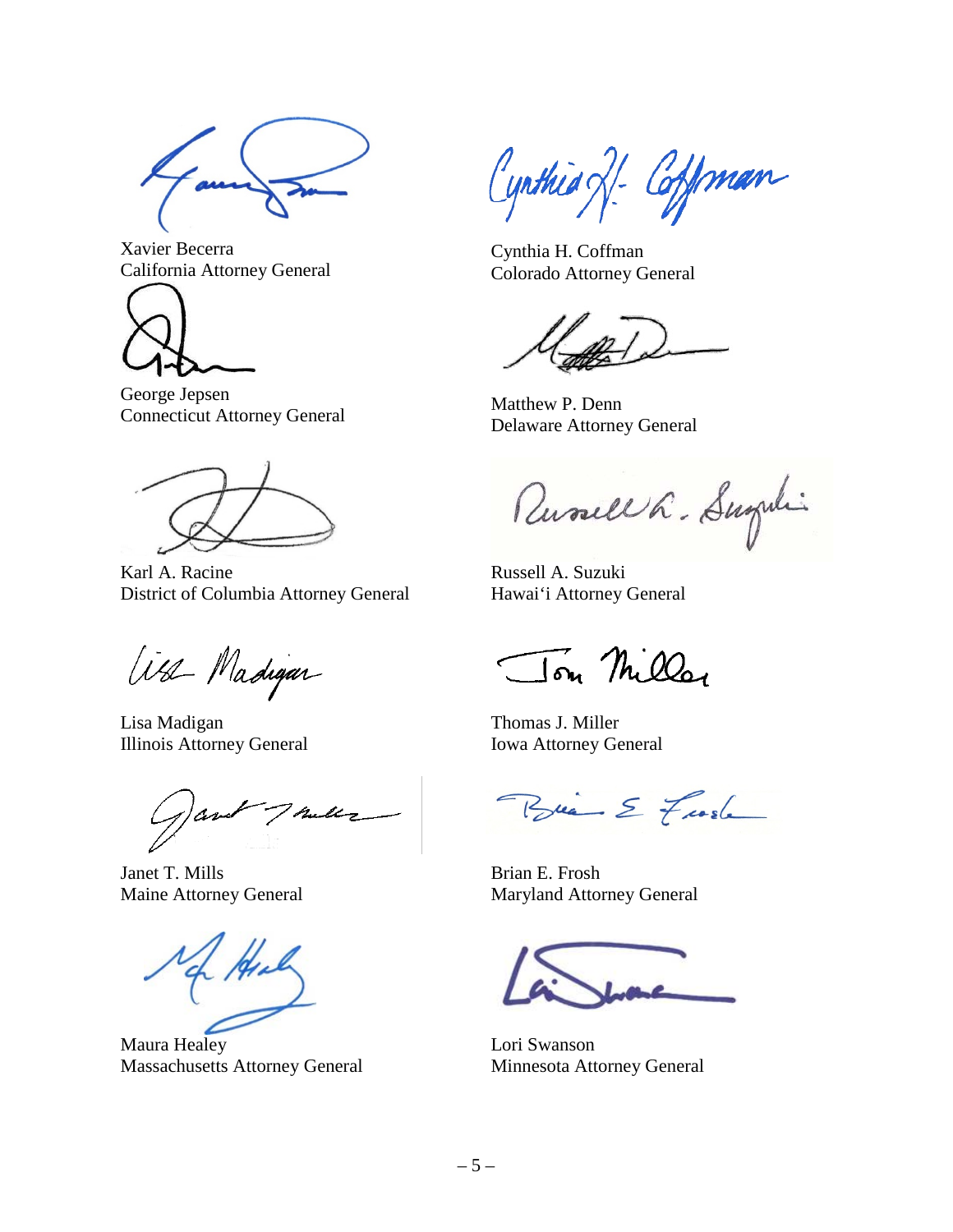Xavier Becerra
California Attorney General

Cynthia H. Coffman
Colorado Attorney General

George Jepsen
Connecticut Attorney General

Matthew P. Denn
Delaware Attorney General

Karl A. Racine
District of Columbia Attorney General

Russell A. Suzuki
Hawai‘i Attorney General

Lisa Madigan
Illinois Attorney General

Thomas J. Miller
Iowa Attorney General

Janet T. Mills
Maine Attorney General

Brian E. Frosh
Maryland Attorney General

Maura Healey
Massachusetts Attorney General

Lori Swanson
Minnesota Attorney General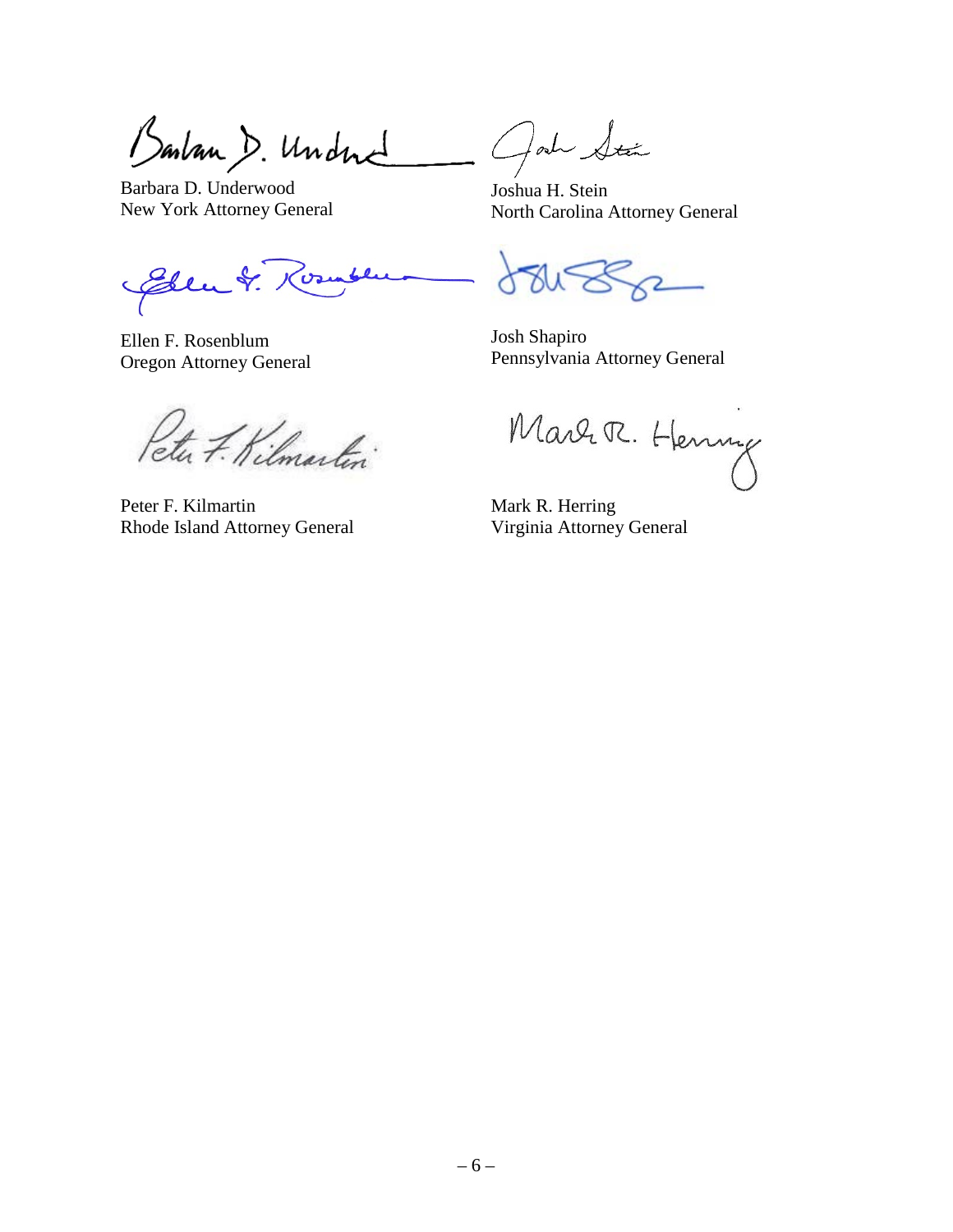Barbara D. Underwood
New York Attorney General

Joshua H. Stein
North Carolina Attorney General

Ellen F. Rosenblum
Oregon Attorney General

Josh Shapiro
Pennsylvania Attorney General

Peter F. Kilmartin
Rhode Island Attorney General

Mark R. Herring
Virginia Attorney General